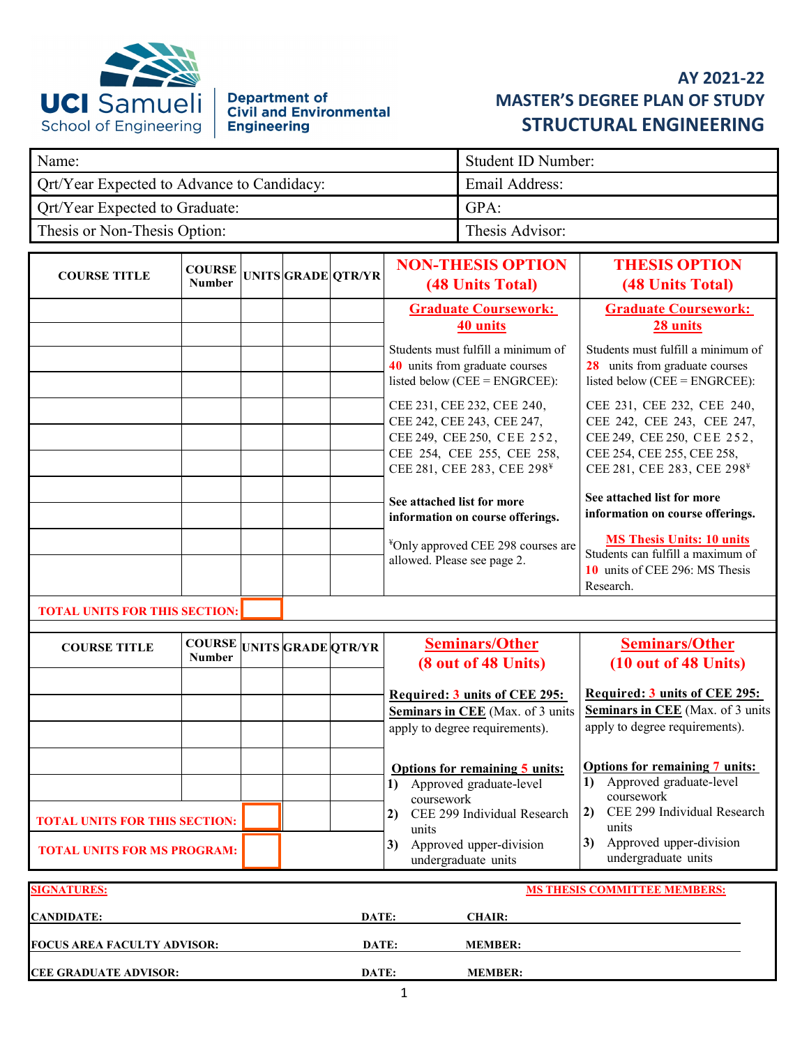UCI Samueli School of Engineering | Department of Civil and Environmental Engineering

# AY 2021-22
## MASTER'S DEGREE PLAN OF STUDY
## STRUCTURAL ENGINEERING

| Name: | Student ID Number: |
|---|---|
| Qrt/Year Expected to Advance to Candidacy: | Email Address: |
| Qrt/Year Expected to Graduate: | GPA: |
| Thesis or Non-Thesis Option: | Thesis Advisor: |

| COURSE TITLE | COURSE Number | UNITS | GRADE | QTR/YR |
|---|---|---|---|---|
| | | | | |
| | | | | |
| | | | | |
| | | | | |
| | | | | |
| | | | | |
| | | | | |
| | | | | |
| | | | | |
| | | | | |
| | | | | |
| **TOTAL UNITS FOR THIS SECTION:** | | | | |

### NON-THESIS OPTION (48 Units Total)

**Graduate Coursework: 40 units**

Students must fulfill a minimum of 40 units from graduate courses listed below (CEE = ENGRCEE):

CEE 231, CEE 232, CEE 240, CEE 242, CEE 243, CEE 247, CEE 249, CEE 250, CEE 252, CEE 254, CEE 255, CEE 258, CEE 281, CEE 283, CEE 298¥

**See attached list for more information on course offerings.**

¥Only approved CEE 298 courses are allowed. Please see page 2.

### THESIS OPTION (48 Units Total)

**Graduate Coursework: 28 units**

Students must fulfill a minimum of 28 units from graduate courses listed below (CEE = ENGRCEE):

CEE 231, CEE 232, CEE 240, CEE 242, CEE 243, CEE 247, CEE 249, CEE 250, CEE 252, CEE 254, CEE 255, CEE 258, CEE 281, CEE 283, CEE 298¥

**See attached list for more information on course offerings.**

**MS Thesis Units: 10 units**

Students can fulfill a maximum of 10 units of CEE 296: MS Thesis Research.

| COURSE TITLE | COURSE Number | UNITS | GRADE | QTR/YR |
|---|---|---|---|---|
| | | | | |
| | | | | |
| | | | | |
| | | | | |
| | | | | |
| **TOTAL UNITS FOR THIS SECTION:** | | | | |
| **TOTAL UNITS FOR MS PROGRAM:** | | | | |

### Seminars/Other (8 out of 48 Units) — Non-Thesis Option

**Required: 3 units of CEE 295: Seminars in CEE** (Max. of 3 units apply to degree requirements).

**Options for remaining 5 units:**

1) Approved graduate-level coursework
2) CEE 299 Individual Research units
3) Approved upper-division undergraduate units

### Seminars/Other (10 out of 48 Units) — Thesis Option

**Required: 3 units of CEE 295: Seminars in CEE** (Max. of 3 units apply to degree requirements).

**Options for remaining 7 units:**

1) Approved graduate-level coursework
2) CEE 299 Individual Research units
3) Approved upper-division undergraduate units

**SIGNATURES:**

| | | | |
|---|---|---|---|
| **CANDIDATE:** | **DATE:** | | |
| **FOCUS AREA FACULTY ADVISOR:** | **DATE:** | | |
| **CEE GRADUATE ADVISOR:** | **DATE:** | | |

**MS THESIS COMMITTEE MEMBERS:**

**CHAIR:**

**MEMBER:**

**MEMBER:**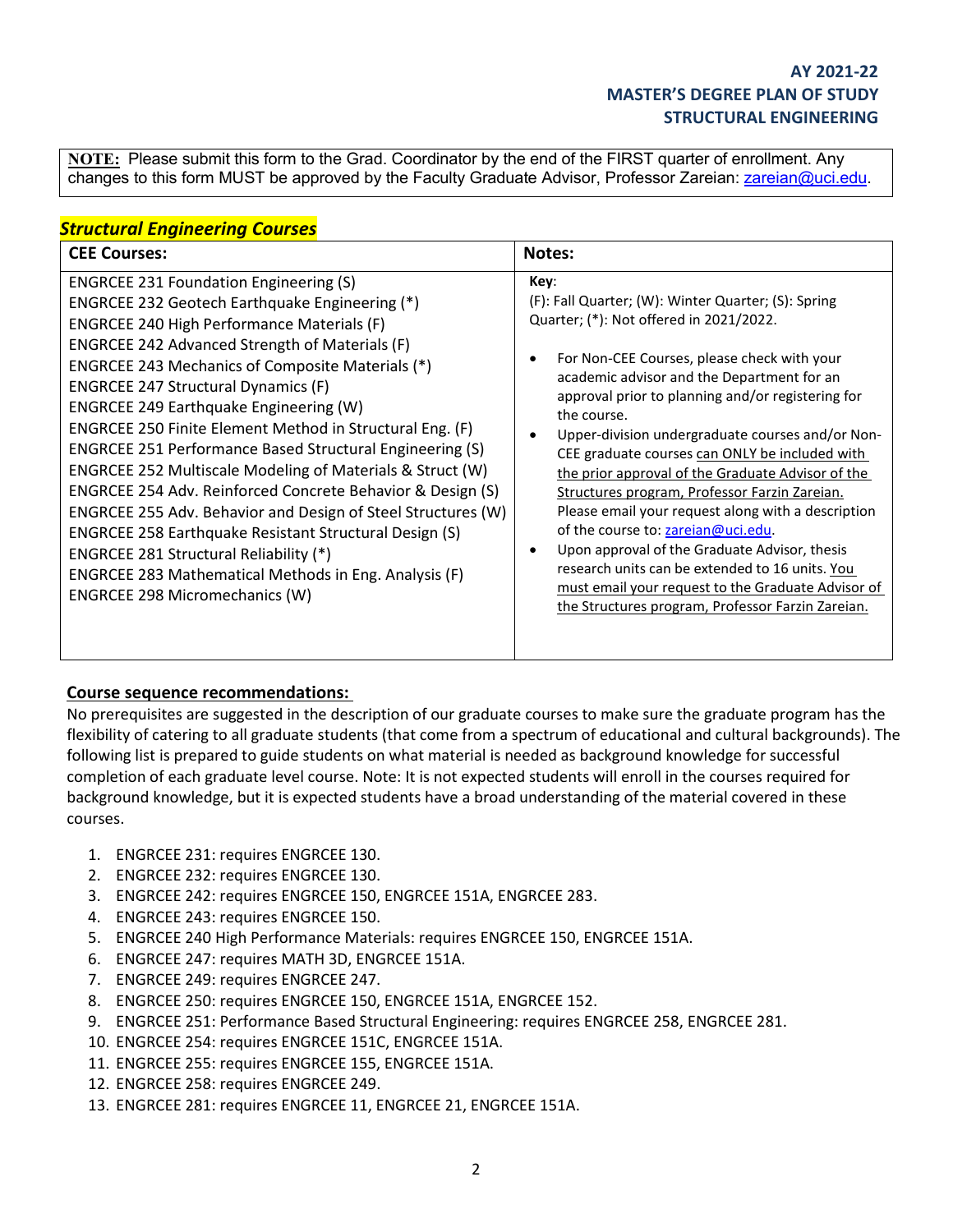**AY 2021-22**
**MASTER'S DEGREE PLAN OF STUDY**
**STRUCTURAL ENGINEERING**

**NOTE:** Please submit this form to the Grad. Coordinator by the end of the FIRST quarter of enrollment. Any changes to this form MUST be approved by the Faculty Graduate Advisor, Professor Zareian: zareian@uci.edu.

## *Structural Engineering Courses*

| CEE Courses: | Notes: |
|---|---|
| ENGRCEE 231 Foundation Engineering (S)<br>ENGRCEE 232 Geotech Earthquake Engineering (*)<br>ENGRCEE 240 High Performance Materials (F)<br>ENGRCEE 242 Advanced Strength of Materials (F)<br>ENGRCEE 243 Mechanics of Composite Materials (*)<br>ENGRCEE 247 Structural Dynamics (F)<br>ENGRCEE 249 Earthquake Engineering (W)<br>ENGRCEE 250 Finite Element Method in Structural Eng. (F)<br>ENGRCEE 251 Performance Based Structural Engineering (S)<br>ENGRCEE 252 Multiscale Modeling of Materials & Struct (W)<br>ENGRCEE 254 Adv. Reinforced Concrete Behavior & Design (S)<br>ENGRCEE 255 Adv. Behavior and Design of Steel Structures (W)<br>ENGRCEE 258 Earthquake Resistant Structural Design (S)<br>ENGRCEE 281 Structural Reliability (*)<br>ENGRCEE 283 Mathematical Methods in Eng. Analysis (F)<br>ENGRCEE 298 Micromechanics (W) | **Key**:<br>(F): Fall Quarter; (W): Winter Quarter; (S): Spring Quarter; (*): Not offered in 2021/2022.<br>• For Non-CEE Courses, please check with your academic advisor and the Department for an approval prior to planning and/or registering for the course.<br>• Upper-division undergraduate courses and/or Non-CEE graduate courses can ONLY be included with the prior approval of the Graduate Advisor of the Structures program, Professor Farzin Zareian. Please email your request along with a description of the course to: zareian@uci.edu.<br>• Upon approval of the Graduate Advisor, thesis research units can be extended to 16 units. You must email your request to the Graduate Advisor of the Structures program, Professor Farzin Zareian. |

**Course sequence recommendations:**

No prerequisites are suggested in the description of our graduate courses to make sure the graduate program has the flexibility of catering to all graduate students (that come from a spectrum of educational and cultural backgrounds). The following list is prepared to guide students on what material is needed as background knowledge for successful completion of each graduate level course. Note: It is not expected students will enroll in the courses required for background knowledge, but it is expected students have a broad understanding of the material covered in these courses.

1. ENGRCEE 231: requires ENGRCEE 130.
2. ENGRCEE 232: requires ENGRCEE 130.
3. ENGRCEE 242: requires ENGRCEE 150, ENGRCEE 151A, ENGRCEE 283.
4. ENGRCEE 243: requires ENGRCEE 150.
5. ENGRCEE 240 High Performance Materials: requires ENGRCEE 150, ENGRCEE 151A.
6. ENGRCEE 247: requires MATH 3D, ENGRCEE 151A.
7. ENGRCEE 249: requires ENGRCEE 247.
8. ENGRCEE 250: requires ENGRCEE 150, ENGRCEE 151A, ENGRCEE 152.
9. ENGRCEE 251: Performance Based Structural Engineering: requires ENGRCEE 258, ENGRCEE 281.
10. ENGRCEE 254: requires ENGRCEE 151C, ENGRCEE 151A.
11. ENGRCEE 255: requires ENGRCEE 155, ENGRCEE 151A.
12. ENGRCEE 258: requires ENGRCEE 249.
13. ENGRCEE 281: requires ENGRCEE 11, ENGRCEE 21, ENGRCEE 151A.